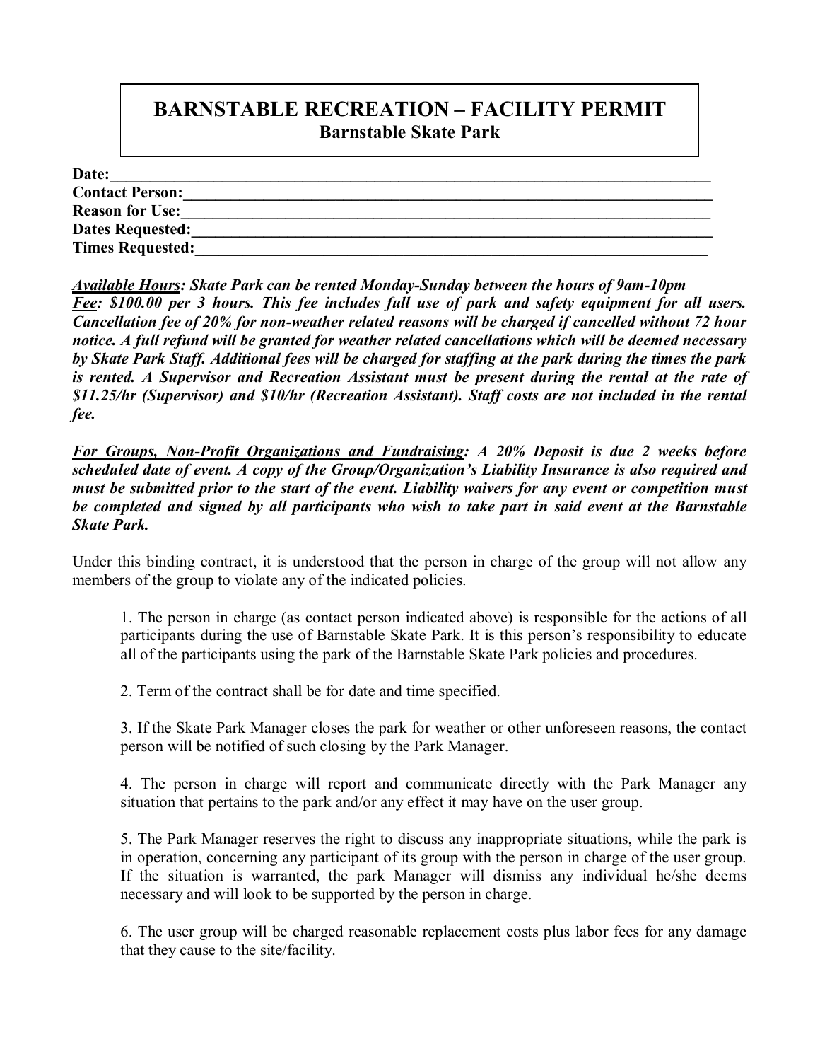# BARNSTABLE RECREATION – FACILITY PERMIT
## Barnstable Skate Park

**Date:**______________________________________________________________________________

**Contact Person:**______________________________________________________________________

**Reason for Use:**______________________________________________________________________

**Dates Requested:**_____________________________________________________________________

**Times Requested:**_____________________________________________________________________

***Available Hours**: Skate Park can be rented Monday-Sunday between the hours of 9am-10pm*
***Fee**: $100.00 per 3 hours. This fee includes full use of park and safety equipment for all users. Cancellation fee of 20% for non-weather related reasons will be charged if cancelled without 72 hour notice. A full refund will be granted for weather related cancellations which will be deemed necessary by Skate Park Staff. Additional fees will be charged for staffing at the park during the times the park is rented. A Supervisor and Recreation Assistant must be present during the rental at the rate of $11.25/hr (Supervisor) and $10/hr (Recreation Assistant). Staff costs are not included in the rental fee.*

***For Groups, Non-Profit Organizations and Fundraising**: A 20% Deposit is due 2 weeks before scheduled date of event. A copy of the Group/Organization's Liability Insurance is also required and must be submitted prior to the start of the event. Liability waivers for any event or competition must be completed and signed by all participants who wish to take part in said event at the Barnstable Skate Park.*

Under this binding contract, it is understood that the person in charge of the group will not allow any members of the group to violate any of the indicated policies.

1. The person in charge (as contact person indicated above) is responsible for the actions of all participants during the use of Barnstable Skate Park. It is this person's responsibility to educate all of the participants using the park of the Barnstable Skate Park policies and procedures.

2. Term of the contract shall be for date and time specified.

3. If the Skate Park Manager closes the park for weather or other unforeseen reasons, the contact person will be notified of such closing by the Park Manager.

4. The person in charge will report and communicate directly with the Park Manager any situation that pertains to the park and/or any effect it may have on the user group.

5. The Park Manager reserves the right to discuss any inappropriate situations, while the park is in operation, concerning any participant of its group with the person in charge of the user group. If the situation is warranted, the park Manager will dismiss any individual he/she deems necessary and will look to be supported by the person in charge.

6. The user group will be charged reasonable replacement costs plus labor fees for any damage that they cause to the site/facility.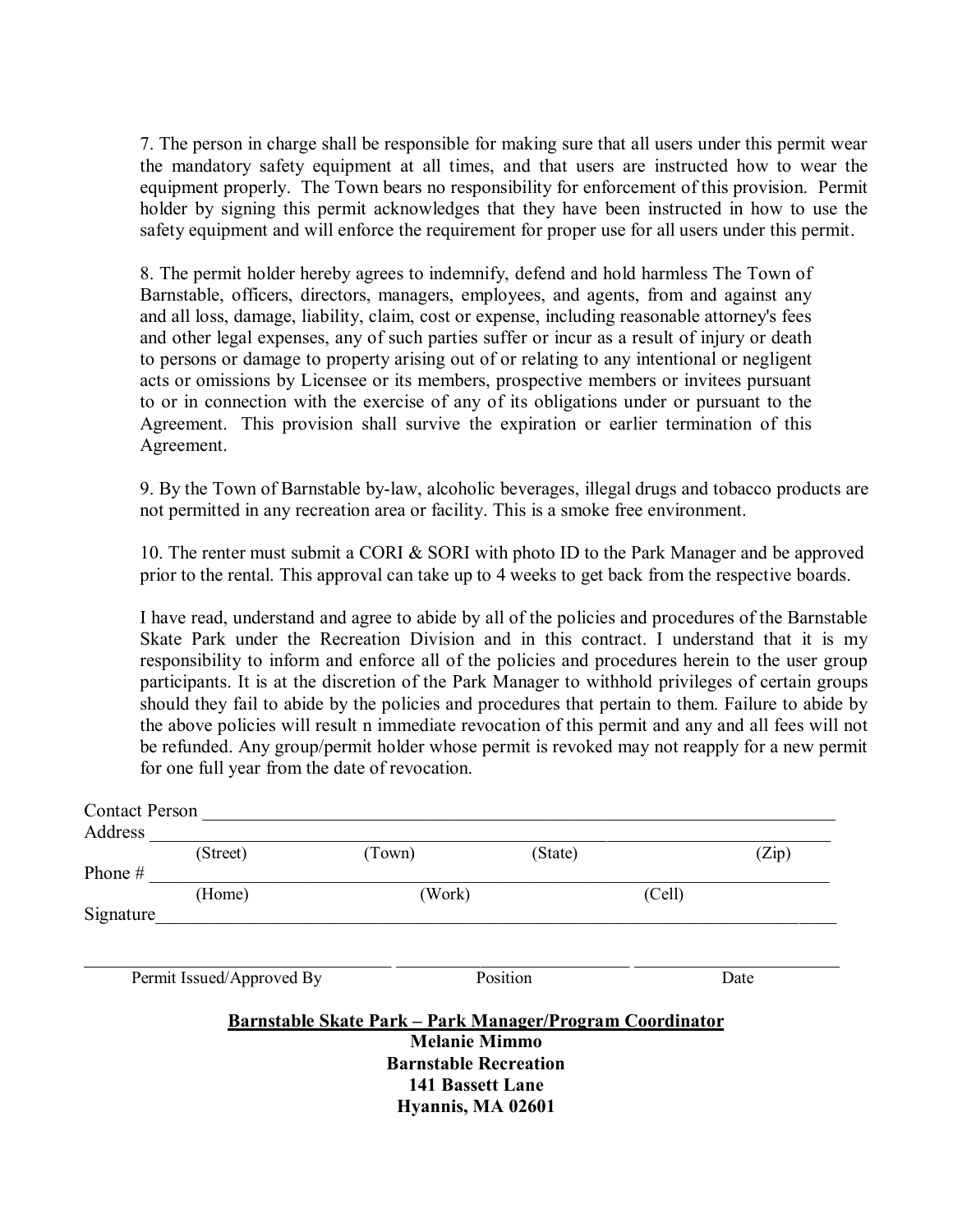7. The person in charge shall be responsible for making sure that all users under this permit wear the mandatory safety equipment at all times, and that users are instructed how to wear the equipment properly. The Town bears no responsibility for enforcement of this provision. Permit holder by signing this permit acknowledges that they have been instructed in how to use the safety equipment and will enforce the requirement for proper use for all users under this permit.

8. The permit holder hereby agrees to indemnify, defend and hold harmless The Town of Barnstable, officers, directors, managers, employees, and agents, from and against any and all loss, damage, liability, claim, cost or expense, including reasonable attorney's fees and other legal expenses, any of such parties suffer or incur as a result of injury or death to persons or damage to property arising out of or relating to any intentional or negligent acts or omissions by Licensee or its members, prospective members or invitees pursuant to or in connection with the exercise of any of its obligations under or pursuant to the Agreement. This provision shall survive the expiration or earlier termination of this Agreement.

9. By the Town of Barnstable by-law, alcoholic beverages, illegal drugs and tobacco products are not permitted in any recreation area or facility. This is a smoke free environment.

10. The renter must submit a CORI & SORI with photo ID to the Park Manager and be approved prior to the rental. This approval can take up to 4 weeks to get back from the respective boards.

I have read, understand and agree to abide by all of the policies and procedures of the Barnstable Skate Park under the Recreation Division and in this contract. I understand that it is my responsibility to inform and enforce all of the policies and procedures herein to the user group participants. It is at the discretion of the Park Manager to withhold privileges of certain groups should they fail to abide by the policies and procedures that pertain to them. Failure to abide by the above policies will result n immediate revocation of this permit and any and all fees will not be refunded. Any group/permit holder whose permit is revoked may not reapply for a new permit for one full year from the date of revocation.

Contact Person ________________________________________________________________

Address ______________________________________________________________________

(Street) (Town) (State) (Zip)

Phone # ______________________________________________________________________

(Home) (Work) (Cell)

Signature_____________________________________________________________________

______________________________ ______________________________ ______________________

Permit Issued/Approved By Position Date

**<u>Barnstable Skate Park – Park Manager/Program Coordinator</u>**

**Melanie Mimmo**

**Barnstable Recreation**

**141 Bassett Lane**

**Hyannis, MA 02601**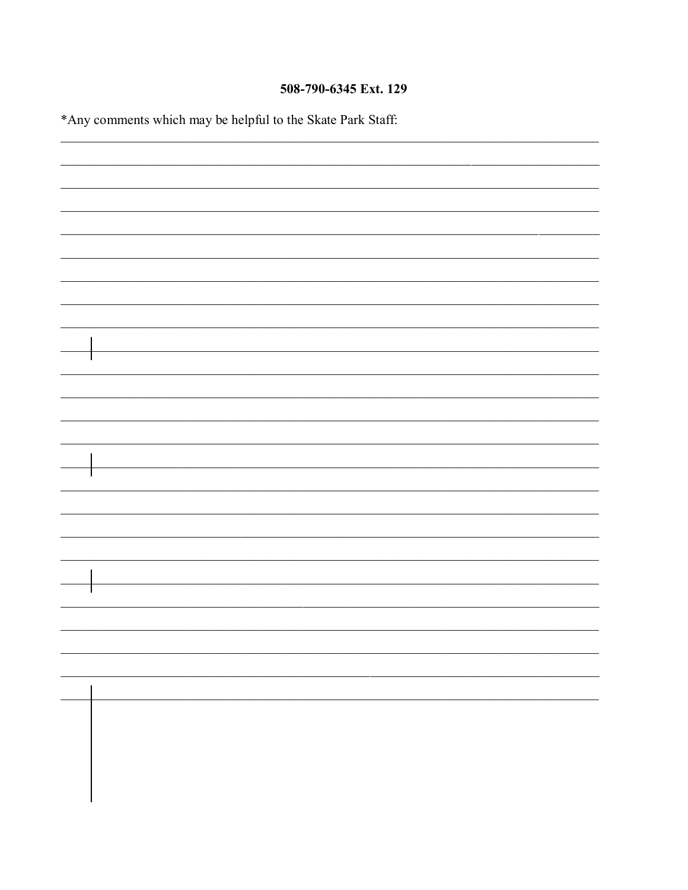**508-790-6345 Ext. 129**

*Any comments which may be helpful to the Skate Park Staff:

___________________________________________________________________________

___________________________________________________________________________

___________________________________________________________________________

___________________________________________________________________________

___________________________________________________________________________

___________________________________________________________________________

___________________________________________________________________________

___________________________________________________________________________

___________________________________________________________________________

___________________________________________________________________________

___________________________________________________________________________

___________________________________________________________________________

___________________________________________________________________________

___________________________________________________________________________

___________________________________________________________________________

___________________________________________________________________________

___________________________________________________________________________

___________________________________________________________________________

___________________________________________________________________________

___________________________________________________________________________

___________________________________________________________________________

___________________________________________________________________________

___________________________________________________________________________

___________________________________________________________________________

___________________________________________________________________________